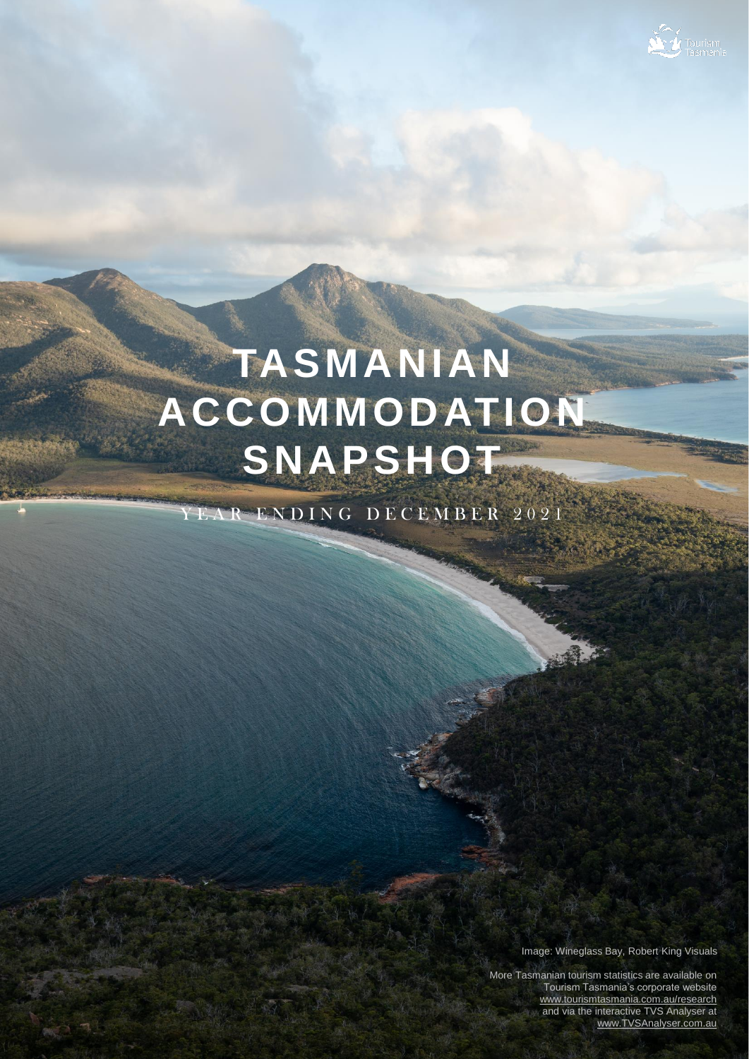# TASMANIAN ACCOMMODATION SNAPSHOT

YEAR ENDING DECEMBER 2021

Image: Wineglass Bay, Robert King Visuals

More Tasmanian tourism statistics are available on Tourism Tasmania's corporate website www.tourismtasmania.com.au/research and via the interactive TVS Analyser at www.TVSAnalyser.com.au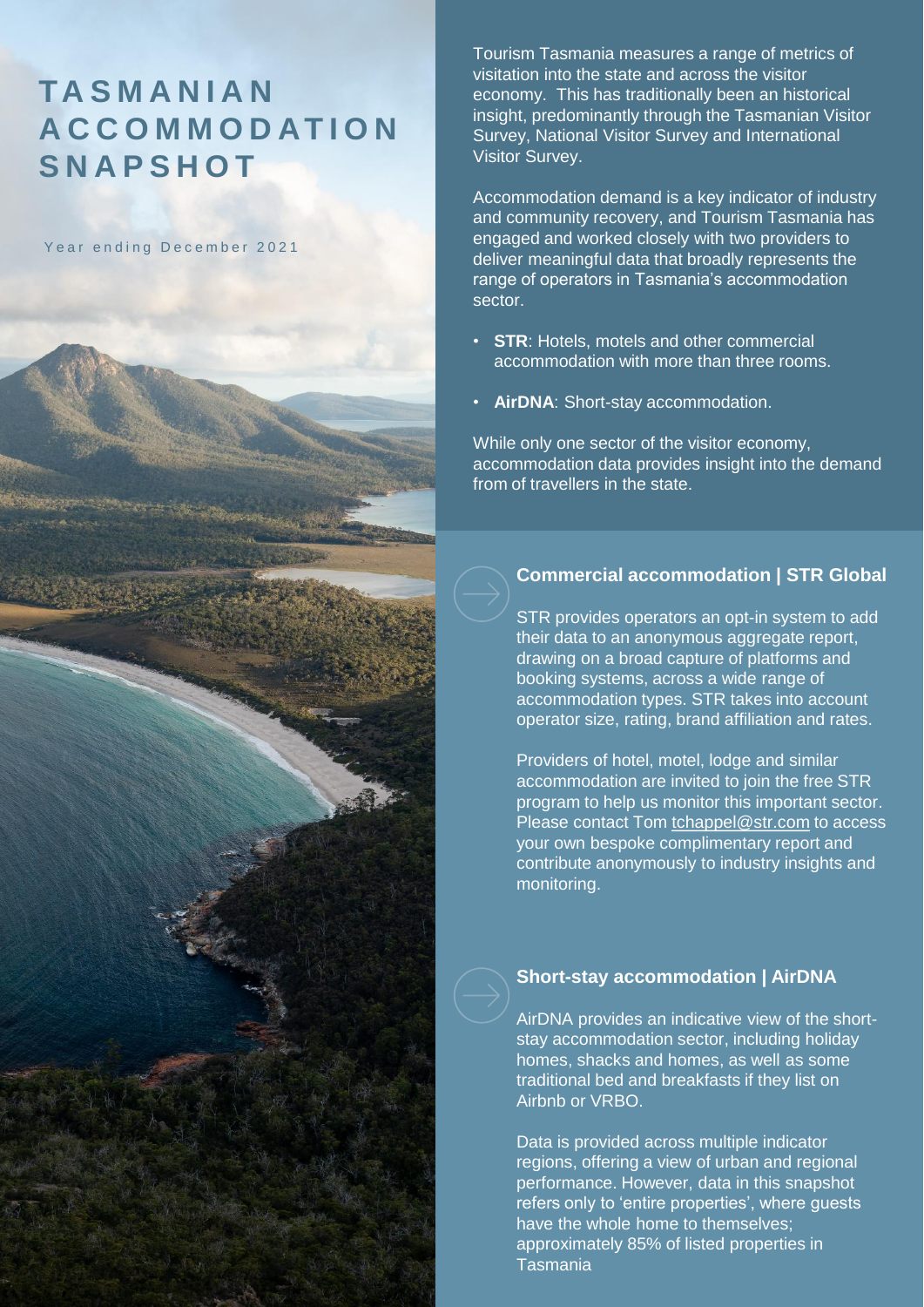# TASMANIAN ACCOMMODATION SNAPSHOT

Year ending December 2021

Tourism Tasmania measures a range of metrics of visitation into the state and across the visitor economy. This has traditionally been an historical insight, predominantly through the Tasmanian Visitor Survey, National Visitor Survey and International Visitor Survey.

Accommodation demand is a key indicator of industry and community recovery, and Tourism Tasmania has engaged and worked closely with two providers to deliver meaningful data that broadly represents the range of operators in Tasmania's accommodation sector.

- **STR**: Hotels, motels and other commercial accommodation with more than three rooms.
- **AirDNA**: Short-stay accommodation.

While only one sector of the visitor economy, accommodation data provides insight into the demand from of travellers in the state.

## Commercial accommodation | STR Global

STR provides operators an opt-in system to add their data to an anonymous aggregate report, drawing on a broad capture of platforms and booking systems, across a wide range of accommodation types. STR takes into account operator size, rating, brand affiliation and rates.

Providers of hotel, motel, lodge and similar accommodation are invited to join the free STR program to help us monitor this important sector. Please contact Tom tchappel@str.com to access your own bespoke complimentary report and contribute anonymously to industry insights and monitoring.

## Short-stay accommodation | AirDNA

AirDNA provides an indicative view of the short-stay accommodation sector, including holiday homes, shacks and homes, as well as some traditional bed and breakfasts if they list on Airbnb or VRBO.

Data is provided across multiple indicator regions, offering a view of urban and regional performance. However, data in this snapshot refers only to 'entire properties', where guests have the whole home to themselves; approximately 85% of listed properties in Tasmania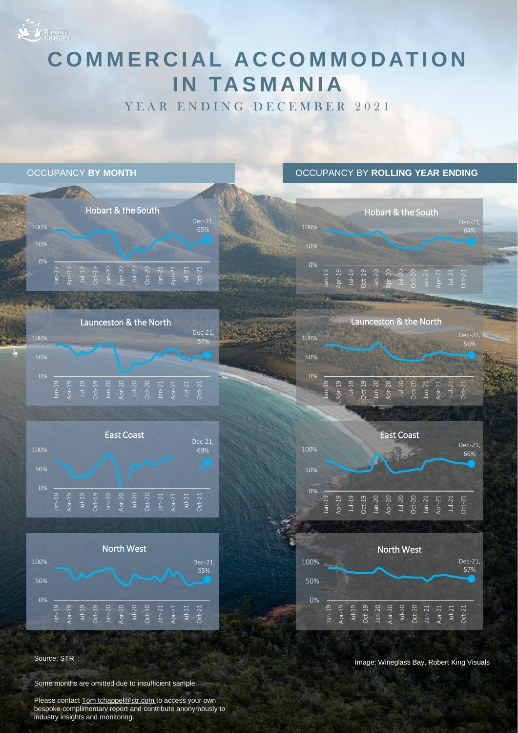# COMMERCIAL ACCOMMODATION IN TASMANIA

YEAR ENDING DECEMBER 2021

## OCCUPANCY **BY MONTH**

### Hobart & the South

Dec-21, 65%

### Launceston & the North

Dec-21, 57%

### East Coast

Dec-21, 69%

### North West

Dec-21, 55%

## OCCUPANCY BY **ROLLING YEAR ENDING**

### Hobart & the South

Dec-21, 64%

### Launceston & the North

Dec-21, 56%

### East Coast

Dec-21, 66%

### North West

Dec-21, 57%

Source: STR

Image: Wineglass Bay, Robert King Visuals

Some months are omitted due to insufficient sample.

Please contact Tom tchappel@str.com to access your own bespoke complimentary report and contribute anonymously to industry insights and monitoring.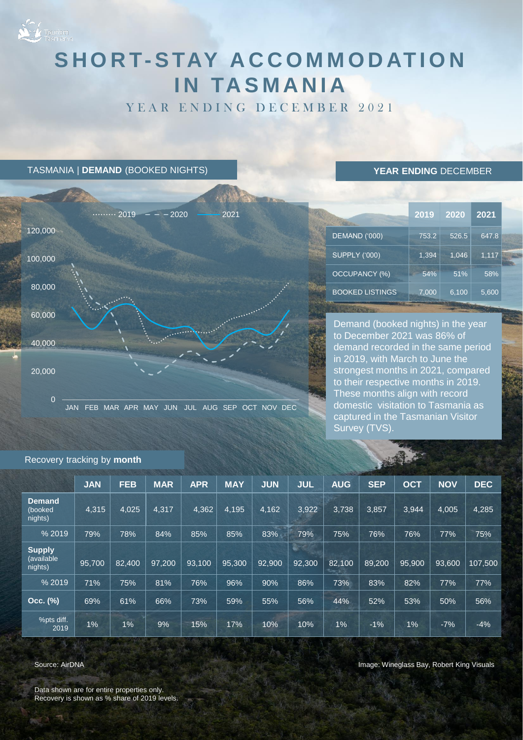# SHORT-STAY ACCOMMODATION IN TASMANIA

YEAR ENDING DECEMBER 2021

## TASMANIA | **DEMAND** (BOOKED NIGHTS)

······· 2019 – – – 2020 ——— 2021

120,000
100,000
80,000
60,000
40,000
20,000
0

JAN FEB MAR APR MAY JUN JUL AUG SEP OCT NOV DEC

## **YEAR ENDING** DECEMBER

| | 2019 | 2020 | 2021 |
|---|---|---|---|
| DEMAND ('000) | 753.2 | 526.5 | 647.8 |
| SUPPLY ('000) | 1,394 | 1,046 | 1,117 |
| OCCUPANCY (%) | 54% | 51% | 58% |
| BOOKED LISTINGS | 7,000 | 6,100 | 5,600 |

Demand (booked nights) in the year to December 2021 was 86% of demand recorded in the same period in 2019, with March to June the strongest months in 2021, compared to their respective months in 2019. These months align with record domestic visitation to Tasmania as captured in the Tasmanian Visitor Survey (TVS).

## Recovery tracking by **month**

| | JAN | FEB | MAR | APR | MAY | JUN | JUL | AUG | SEP | OCT | NOV | DEC |
|---|---|---|---|---|---|---|---|---|---|---|---|---|
| **Demand** (booked nights) | 4,315 | 4,025 | 4,317 | 4,362 | 4,195 | 4,162 | 3,922 | 3,738 | 3,857 | 3,944 | 4,005 | 4,285 |
| % 2019 | 79% | 78% | 84% | 85% | 85% | 83% | 79% | 75% | 76% | 76% | 77% | 75% |
| **Supply** (available nights) | 95,700 | 82,400 | 97,200 | 93,100 | 95,300 | 92,900 | 92,300 | 82,100 | 89,200 | 95,900 | 93,600 | 107,500 |
| % 2019 | 71% | 75% | 81% | 76% | 96% | 90% | 86% | 73% | 83% | 82% | 77% | 77% |
| **Occ. (%)** | 69% | 61% | 66% | 73% | 59% | 55% | 56% | 44% | 52% | 53% | 50% | 56% |
| %pts diff. 2019 | 1% | 1% | 9% | 15% | 17% | 10% | 10% | 1% | -1% | 1% | -7% | -4% |

Source: AirDNA

Image: Wineglass Bay, Robert King Visuals

Data shown are for entire properties only.
Recovery is shown as % share of 2019 levels.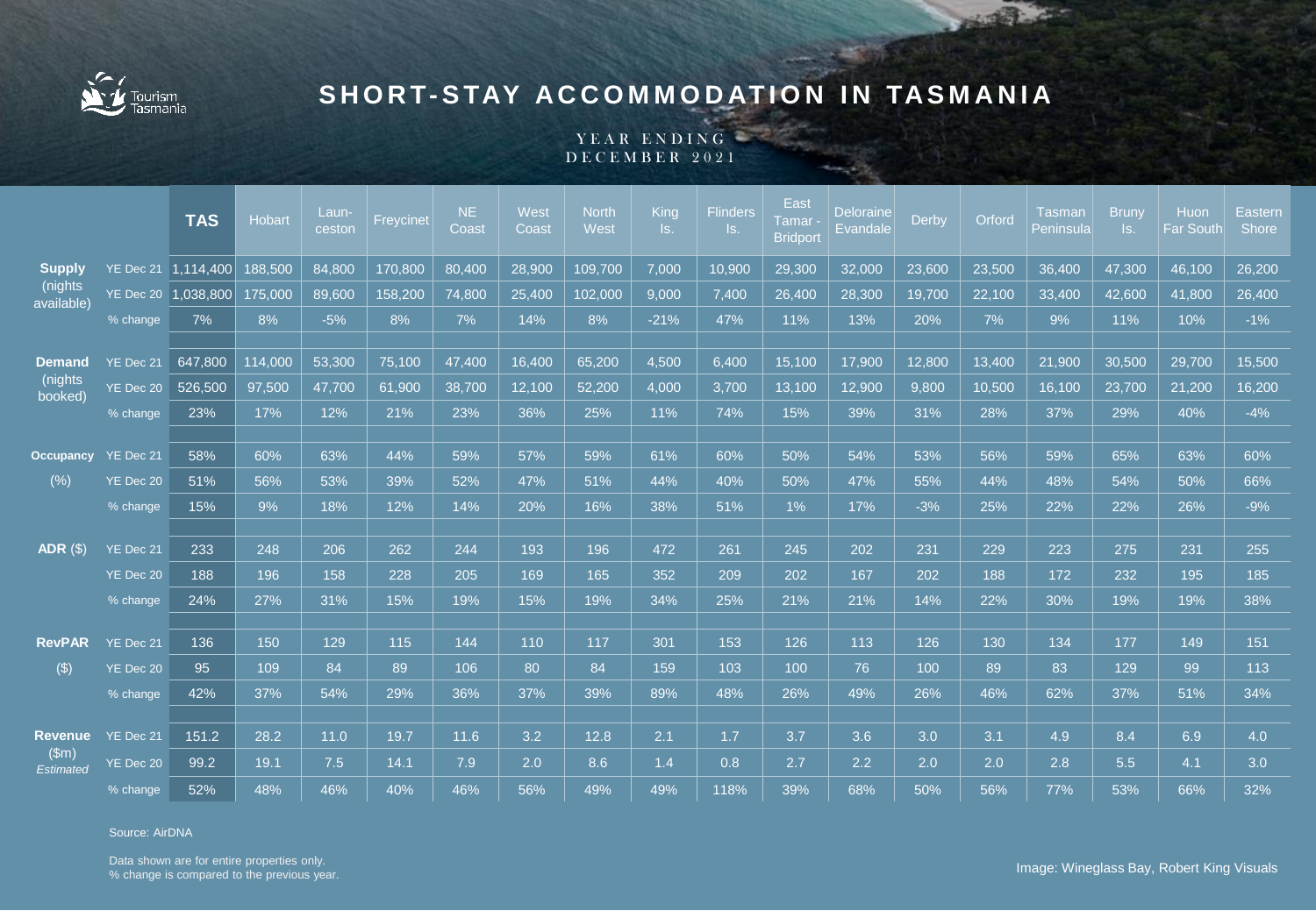# SHORT-STAY ACCOMMODATION IN TASMANIA

YEAR ENDING DECEMBER 2021

| | | TAS | Hobart | Launceston | Freycinet | NE Coast | West Coast | North West | King Is. | Flinders Is. | East Tamar - Bridport | Deloraine Evandale | Derby | Orford | Tasman Peninsula | Bruny Is. | Huon Far South | Eastern Shore |
|---|---|---|---|---|---|---|---|---|---|---|---|---|---|---|---|---|---|---|
| **Supply** (nights available) | YE Dec 21 | 1,114,400 | 188,500 | 84,800 | 170,800 | 80,400 | 28,900 | 109,700 | 7,000 | 10,900 | 29,300 | 32,000 | 23,600 | 23,500 | 36,400 | 47,300 | 46,100 | 26,200 |
| | YE Dec 20 | 1,038,800 | 175,000 | 89,600 | 158,200 | 74,800 | 25,400 | 102,000 | 9,000 | 7,400 | 26,400 | 28,300 | 19,700 | 22,100 | 33,400 | 42,600 | 41,800 | 26,400 |
| | % change | 7% | 8% | -5% | 8% | 7% | 14% | 8% | -21% | 47% | 11% | 13% | 20% | 7% | 9% | 11% | 10% | -1% |
| **Demand** (nights booked) | YE Dec 21 | 647,800 | 114,000 | 53,300 | 75,100 | 47,400 | 16,400 | 65,200 | 4,500 | 6,400 | 15,100 | 17,900 | 12,800 | 13,400 | 21,900 | 30,500 | 29,700 | 15,500 |
| | YE Dec 20 | 526,500 | 97,500 | 47,700 | 61,900 | 38,700 | 12,100 | 52,200 | 4,000 | 3,700 | 13,100 | 12,900 | 9,800 | 10,500 | 16,100 | 23,700 | 21,200 | 16,200 |
| | % change | 23% | 17% | 12% | 21% | 23% | 36% | 25% | 11% | 74% | 15% | 39% | 31% | 28% | 37% | 29% | 40% | -4% |
| **Occupancy** (%) | YE Dec 21 | 58% | 60% | 63% | 44% | 59% | 57% | 59% | 61% | 60% | 50% | 54% | 53% | 56% | 59% | 65% | 63% | 60% |
| | YE Dec 20 | 51% | 56% | 53% | 39% | 52% | 47% | 51% | 44% | 40% | 50% | 47% | 55% | 44% | 48% | 54% | 50% | 66% |
| | % change | 15% | 9% | 18% | 12% | 14% | 20% | 16% | 38% | 51% | 1% | 17% | -3% | 25% | 22% | 22% | 26% | -9% |
| **ADR** ($) | YE Dec 21 | 233 | 248 | 206 | 262 | 244 | 193 | 196 | 472 | 261 | 245 | 202 | 231 | 229 | 223 | 275 | 231 | 255 |
| | YE Dec 20 | 188 | 196 | 158 | 228 | 205 | 169 | 165 | 352 | 209 | 202 | 167 | 202 | 188 | 172 | 232 | 195 | 185 |
| | % change | 24% | 27% | 31% | 15% | 19% | 15% | 19% | 34% | 25% | 21% | 21% | 14% | 22% | 30% | 19% | 19% | 38% |
| **RevPAR** ($) | YE Dec 21 | 136 | 150 | 129 | 115 | 144 | 110 | 117 | 301 | 153 | 126 | 113 | 126 | 130 | 134 | 177 | 149 | 151 |
| | YE Dec 20 | 95 | 109 | 84 | 89 | 106 | 80 | 84 | 159 | 103 | 100 | 76 | 100 | 89 | 83 | 129 | 99 | 113 |
| | % change | 42% | 37% | 54% | 29% | 36% | 37% | 39% | 89% | 48% | 26% | 49% | 26% | 46% | 62% | 37% | 51% | 34% |
| **Revenue** ($m) *Estimated* | YE Dec 21 | 151.2 | 28.2 | 11.0 | 19.7 | 11.6 | 3.2 | 12.8 | 2.1 | 1.7 | 3.7 | 3.6 | 3.0 | 3.1 | 4.9 | 8.4 | 6.9 | 4.0 |
| | YE Dec 20 | 99.2 | 19.1 | 7.5 | 14.1 | 7.9 | 2.0 | 8.6 | 1.4 | 0.8 | 2.7 | 2.2 | 2.0 | 2.0 | 2.8 | 5.5 | 4.1 | 3.0 |
| | % change | 52% | 48% | 46% | 40% | 46% | 56% | 49% | 49% | 118% | 39% | 68% | 50% | 56% | 77% | 53% | 66% | 32% |

Source: AirDNA

Data shown are for entire properties only.
% change is compared to the previous year.

Image: Wineglass Bay, Robert King Visuals